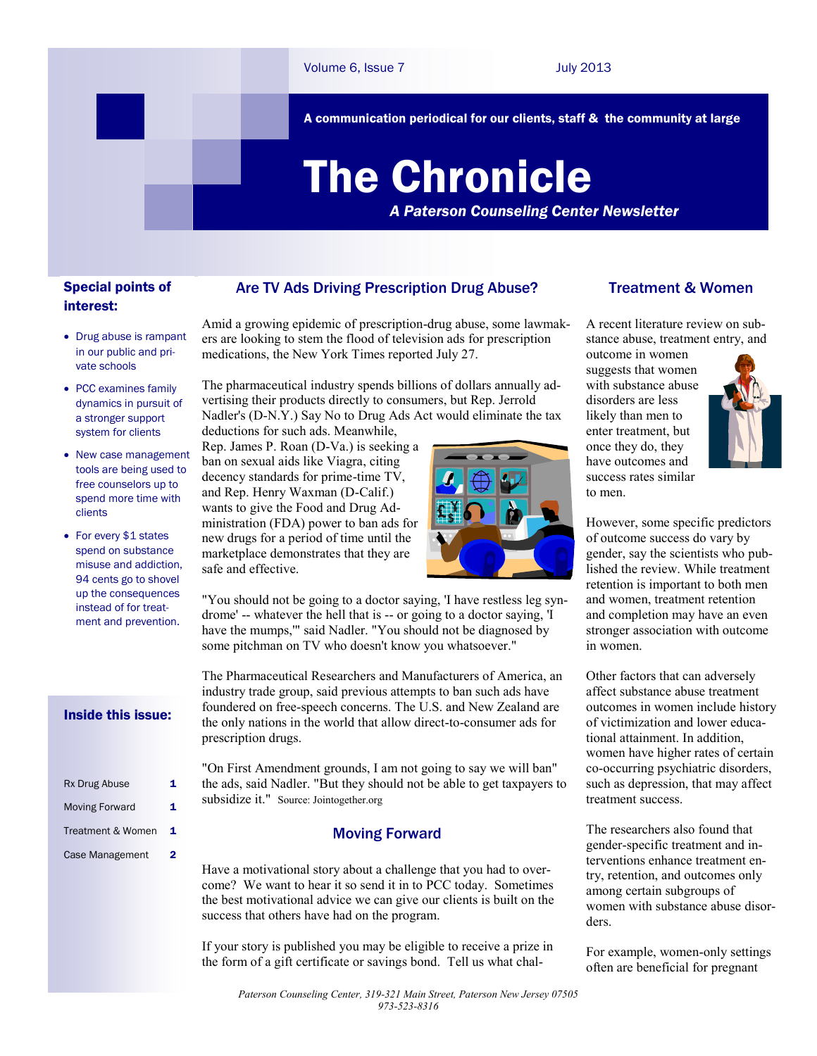# The Chronicle

*A Paterson Counseling Center Newsletter*

A communication periodical for our clients, staff & the community at large

Volume 6, Issue 7 — July 2013

## Special points of interest:

- Drug abuse is rampant in our public and private schools
- PCC examines family dynamics in pursuit of a stronger support system for clients
- New case management tools are being used to free counselors up to spend more time with clients
- For every $1 states spend on substance misuse and addiction, 94 cents go to shovel up the consequences instead of for treatment and prevention.

## Inside this issue:

| | |
|---|---|
| Rx Drug Abuse | 1 |
| Moving Forward | 1 |
| Treatment & Women | 1 |
| Case Management | 2 |

## Are TV Ads Driving Prescription Drug Abuse?

Amid a growing epidemic of prescription-drug abuse, some lawmakers are looking to stem the flood of television ads for prescription medications, the New York Times reported July 27.

The pharmaceutical industry spends billions of dollars annually advertising their products directly to consumers, but Rep. Jerrold Nadler's (D-N.Y.) Say No to Drug Ads Act would eliminate the tax deductions for such ads. Meanwhile, Rep. James P. Roan (D-Va.) is seeking a ban on sexual aids like Viagra, citing decency standards for prime-time TV, and Rep. Henry Waxman (D-Calif.) wants to give the Food and Drug Administration (FDA) power to ban ads for new drugs for a period of time until the marketplace demonstrates that they are safe and effective.

"You should not be going to a doctor saying, 'I have restless leg syndrome' -- whatever the hell that is -- or going to a doctor saying, 'I have the mumps,'" said Nadler. "You should not be diagnosed by some pitchman on TV who doesn't know you whatsoever."

The Pharmaceutical Researchers and Manufacturers of America, an industry trade group, said previous attempts to ban such ads have foundered on free-speech concerns. The U.S. and New Zealand are the only nations in the world that allow direct-to-consumer ads for prescription drugs.

"On First Amendment grounds, I am not going to say we will ban" the ads, said Nadler. "But they should not be able to get taxpayers to subsidize it." Source: Jointogether.org

## Moving Forward

Have a motivational story about a challenge that you had to overcome? We want to hear it so send it in to PCC today. Sometimes the best motivational advice we can give our clients is built on the success that others have had on the program.

If your story is published you may be eligible to receive a prize in the form of a gift certificate or savings bond. Tell us what chal-

## Treatment & Women

A recent literature review on substance abuse, treatment entry, and outcome in women suggests that women with substance abuse disorders are less likely than men to enter treatment, but once they do, they have outcomes and success rates similar to men.

However, some specific predictors of outcome success do vary by gender, say the scientists who published the review. While treatment retention is important to both men and women, treatment retention and completion may have an even stronger association with outcome in women.

Other factors that can adversely affect substance abuse treatment outcomes in women include history of victimization and lower educational attainment. In addition, women have higher rates of certain co-occurring psychiatric disorders, such as depression, that may affect treatment success.

The researchers also found that gender-specific treatment and interventions enhance treatment entry, retention, and outcomes only among certain subgroups of women with substance abuse disorders.

For example, women-only settings often are beneficial for pregnant

*Paterson Counseling Center, 319-321 Main Street, Paterson New Jersey 07505*
*973-523-8316*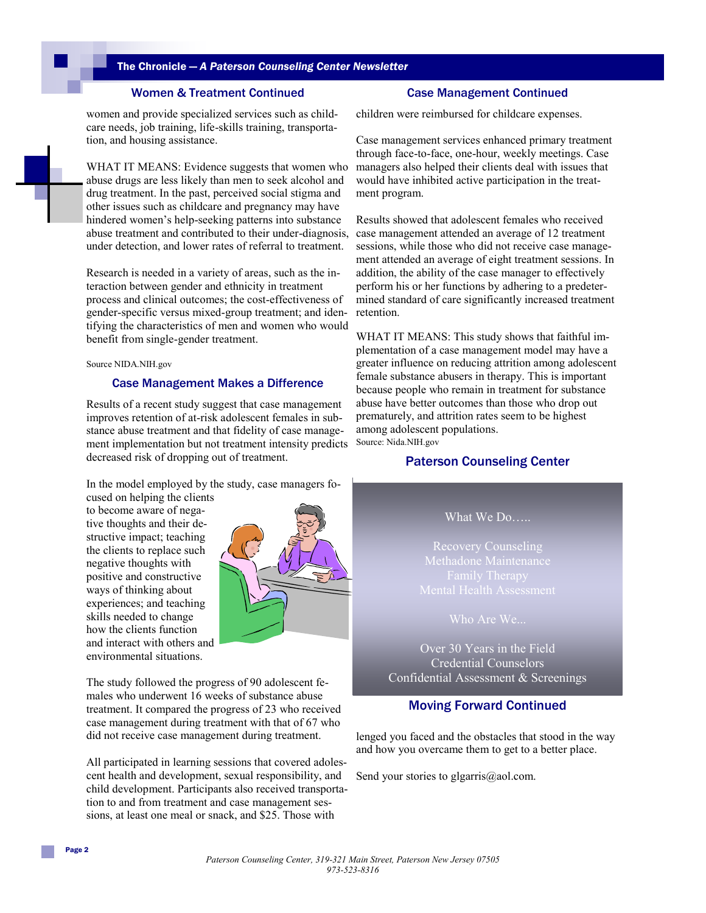## Women & Treatment Continued

women and provide specialized services such as childcare needs, job training, life-skills training, transportation, and housing assistance.

WHAT IT MEANS: Evidence suggests that women who abuse drugs are less likely than men to seek alcohol and drug treatment. In the past, perceived social stigma and other issues such as childcare and pregnancy may have hindered women's help-seeking patterns into substance abuse treatment and contributed to their under-diagnosis, under detection, and lower rates of referral to treatment.

Research is needed in a variety of areas, such as the interaction between gender and ethnicity in treatment process and clinical outcomes; the cost-effectiveness of gender-specific versus mixed-group treatment; and identifying the characteristics of men and women who would benefit from single-gender treatment.

Source NIDA.NIH.gov

## Case Management Makes a Difference

Results of a recent study suggest that case management improves retention of at-risk adolescent females in substance abuse treatment and that fidelity of case management implementation but not treatment intensity predicts decreased risk of dropping out of treatment.

In the model employed by the study, case managers focused on helping the clients to become aware of negative thoughts and their destructive impact; teaching the clients to replace such negative thoughts with positive and constructive ways of thinking about experiences; and teaching skills needed to change how the clients function and interact with others and environmental situations.

The study followed the progress of 90 adolescent females who underwent 16 weeks of substance abuse treatment. It compared the progress of 23 who received case management during treatment with that of 67 who did not receive case management during treatment.

All participated in learning sessions that covered adolescent health and development, sexual responsibility, and child development. Participants also received transportation to and from treatment and case management sessions, at least one meal or snack, and $25. Those with

## Case Management Continued

children were reimbursed for childcare expenses.

Case management services enhanced primary treatment through face-to-face, one-hour, weekly meetings. Case managers also helped their clients deal with issues that would have inhibited active participation in the treatment program.

Results showed that adolescent females who received case management attended an average of 12 treatment sessions, while those who did not receive case management attended an average of eight treatment sessions. In addition, the ability of the case manager to effectively perform his or her functions by adhering to a predetermined standard of care significantly increased treatment retention.

WHAT IT MEANS: This study shows that faithful implementation of a case management model may have a greater influence on reducing attrition among adolescent female substance abusers in therapy. This is important because people who remain in treatment for substance abuse have better outcomes than those who drop out prematurely, and attrition rates seem to be highest among adolescent populations.

Source: Nida.NIH.gov

## Paterson Counseling Center

What We Do…..

Recovery Counseling
Methadone Maintenance
Family Therapy
Mental Health Assessment

Who Are We...

Over 30 Years in the Field
Credential Counselors
Confidential Assessment & Screenings

## Moving Forward Continued

lenged you faced and the obstacles that stood in the way and how you overcame them to get to a better place.

Send your stories to glgarris@aol.com.

*Paterson Counseling Center, 319-321 Main Street, Paterson New Jersey 07505*
*973-523-8316*